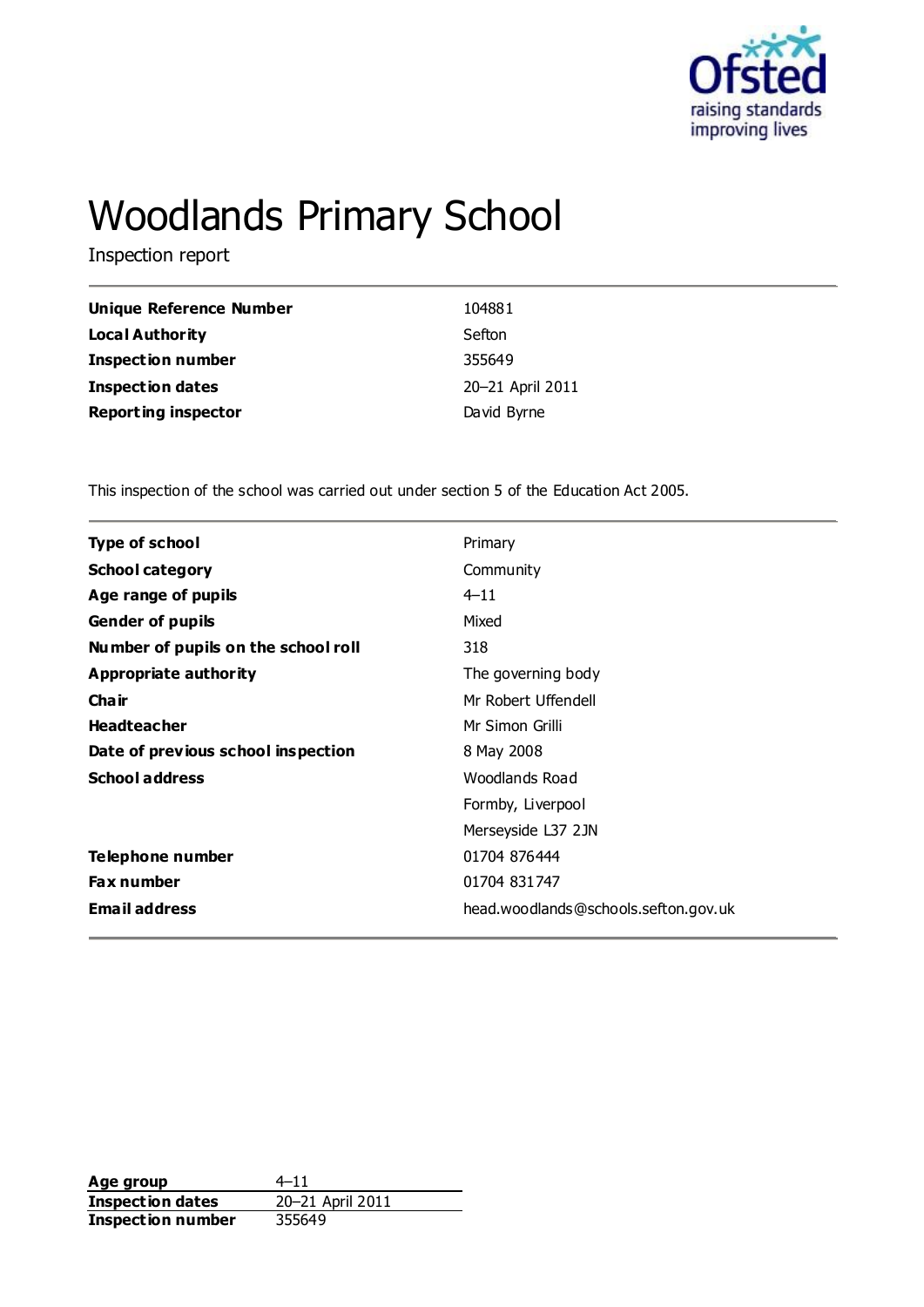# Woodlands Primary School

Inspection report

| | |
|---|---|
| **Unique Reference Number** | 104881 |
| **Local Authority** | Sefton |
| **Inspection number** | 355649 |
| **Inspection dates** | 20–21 April 2011 |
| **Reporting inspector** | David Byrne |

This inspection of the school was carried out under section 5 of the Education Act 2005.

| | |
|---|---|
| **Type of school** | Primary |
| **School category** | Community |
| **Age range of pupils** | 4–11 |
| **Gender of pupils** | Mixed |
| **Number of pupils on the school roll** | 318 |
| **Appropriate authority** | The governing body |
| **Chair** | Mr Robert Uffendell |
| **Headteacher** | Mr Simon Grilli |
| **Date of previous school inspection** | 8 May 2008 |
| **School address** | Woodlands Road<br>Formby, Liverpool<br>Merseyside L37 2JN |
| **Telephone number** | 01704 876444 |
| **Fax number** | 01704 831747 |
| **Email address** | head.woodlands@schools.sefton.gov.uk |

| | |
|---|---|
| **Age group** | 4–11 |
| **Inspection dates** | 20–21 April 2011 |
| **Inspection number** | 355649 |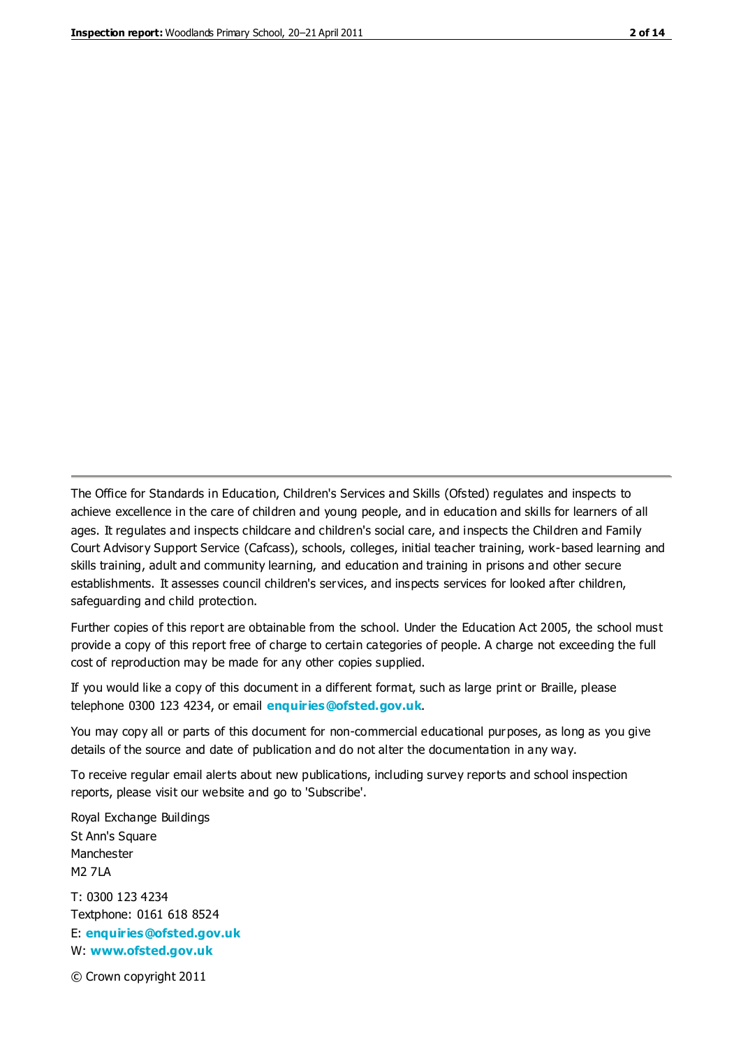The Office for Standards in Education, Children's Services and Skills (Ofsted) regulates and inspects to achieve excellence in the care of children and young people, and in education and skills for learners of all ages. It regulates and inspects childcare and children's social care, and inspects the Children and Family Court Advisory Support Service (Cafcass), schools, colleges, initial teacher training, work-based learning and skills training, adult and community learning, and education and training in prisons and other secure establishments. It assesses council children's services, and inspects services for looked after children, safeguarding and child protection.

Further copies of this report are obtainable from the school. Under the Education Act 2005, the school must provide a copy of this report free of charge to certain categories of people. A charge not exceeding the full cost of reproduction may be made for any other copies supplied.

If you would like a copy of this document in a different format, such as large print or Braille, please telephone 0300 123 4234, or email **enquiries@ofsted.gov.uk**.

You may copy all or parts of this document for non-commercial educational purposes, as long as you give details of the source and date of publication and do not alter the documentation in any way.

To receive regular email alerts about new publications, including survey reports and school inspection reports, please visit our website and go to 'Subscribe'.

Royal Exchange Buildings
St Ann's Square
Manchester
M2 7LA

T: 0300 123 4234
Textphone: 0161 618 8524
E: **enquiries@ofsted.gov.uk**
W: **www.ofsted.gov.uk**

© Crown copyright 2011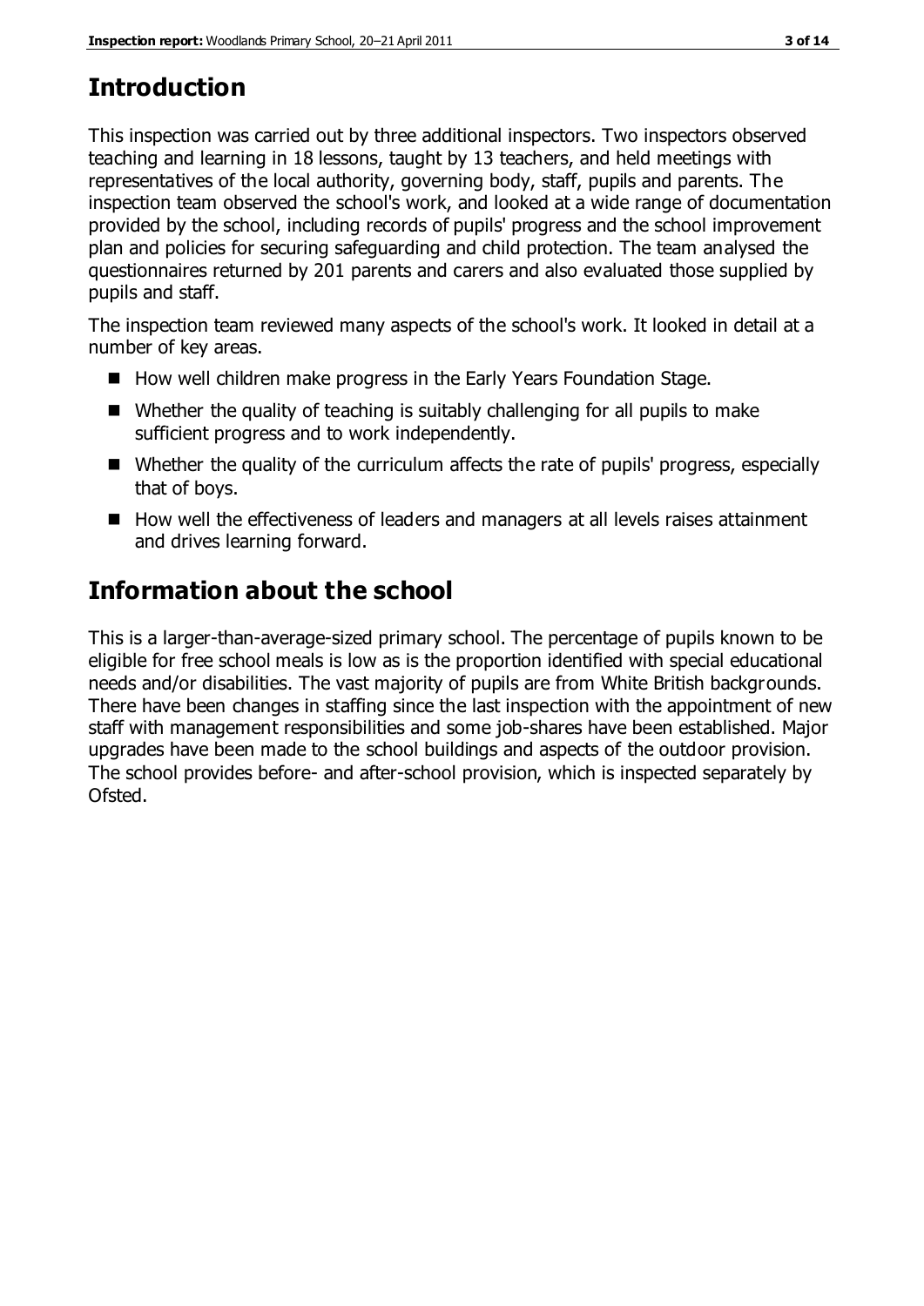# Introduction

This inspection was carried out by three additional inspectors. Two inspectors observed teaching and learning in 18 lessons, taught by 13 teachers, and held meetings with representatives of the local authority, governing body, staff, pupils and parents. The inspection team observed the school's work, and looked at a wide range of documentation provided by the school, including records of pupils' progress and the school improvement plan and policies for securing safeguarding and child protection. The team analysed the questionnaires returned by 201 parents and carers and also evaluated those supplied by pupils and staff.

The inspection team reviewed many aspects of the school's work. It looked in detail at a number of key areas.

- How well children make progress in the Early Years Foundation Stage.
- Whether the quality of teaching is suitably challenging for all pupils to make sufficient progress and to work independently.
- Whether the quality of the curriculum affects the rate of pupils' progress, especially that of boys.
- How well the effectiveness of leaders and managers at all levels raises attainment and drives learning forward.

# Information about the school

This is a larger-than-average-sized primary school. The percentage of pupils known to be eligible for free school meals is low as is the proportion identified with special educational needs and/or disabilities. The vast majority of pupils are from White British backgrounds. There have been changes in staffing since the last inspection with the appointment of new staff with management responsibilities and some job-shares have been established. Major upgrades have been made to the school buildings and aspects of the outdoor provision. The school provides before- and after-school provision, which is inspected separately by Ofsted.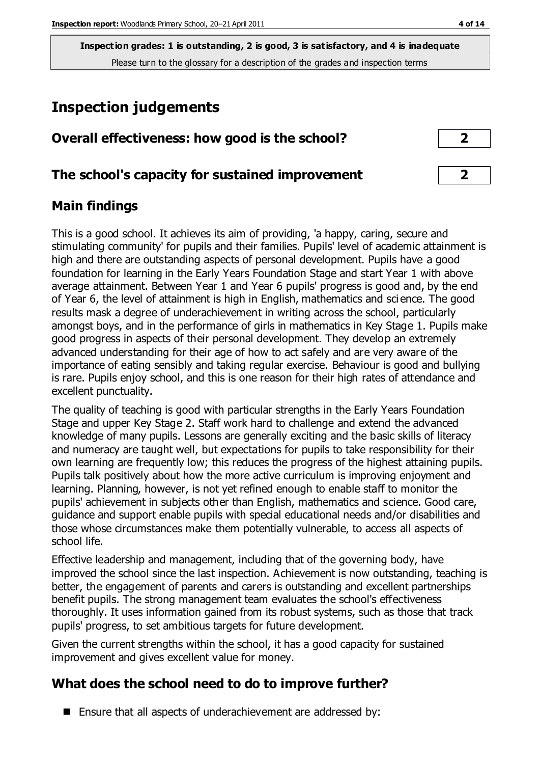**Inspection grades: 1 is outstanding, 2 is good, 3 is satisfactory, and 4 is inadequate**
Please turn to the glossary for a description of the grades and inspection terms

# Inspection judgements

| Overall effectiveness: how good is the school? | 2 |
| --- | --- |
| **The school's capacity for sustained improvement** | **2** |

## Main findings

This is a good school. It achieves its aim of providing, 'a happy, caring, secure and stimulating community' for pupils and their families. Pupils' level of academic attainment is high and there are outstanding aspects of personal development. Pupils have a good foundation for learning in the Early Years Foundation Stage and start Year 1 with above average attainment. Between Year 1 and Year 6 pupils' progress is good and, by the end of Year 6, the level of attainment is high in English, mathematics and science. The good results mask a degree of underachievement in writing across the school, particularly amongst boys, and in the performance of girls in mathematics in Key Stage 1. Pupils make good progress in aspects of their personal development. They develop an extremely advanced understanding for their age of how to act safely and are very aware of the importance of eating sensibly and taking regular exercise. Behaviour is good and bullying is rare. Pupils enjoy school, and this is one reason for their high rates of attendance and excellent punctuality.

The quality of teaching is good with particular strengths in the Early Years Foundation Stage and upper Key Stage 2. Staff work hard to challenge and extend the advanced knowledge of many pupils. Lessons are generally exciting and the basic skills of literacy and numeracy are taught well, but expectations for pupils to take responsibility for their own learning are frequently low; this reduces the progress of the highest attaining pupils. Pupils talk positively about how the more active curriculum is improving enjoyment and learning. Planning, however, is not yet refined enough to enable staff to monitor the pupils' achievement in subjects other than English, mathematics and science. Good care, guidance and support enable pupils with special educational needs and/or disabilities and those whose circumstances make them potentially vulnerable, to access all aspects of school life.

Effective leadership and management, including that of the governing body, have improved the school since the last inspection. Achievement is now outstanding, teaching is better, the engagement of parents and carers is outstanding and excellent partnerships benefit pupils. The strong management team evaluates the school's effectiveness thoroughly. It uses information gained from its robust systems, such as those that track pupils' progress, to set ambitious targets for future development.

Given the current strengths within the school, it has a good capacity for sustained improvement and gives excellent value for money.

## What does the school need to do to improve further?

- Ensure that all aspects of underachievement are addressed by: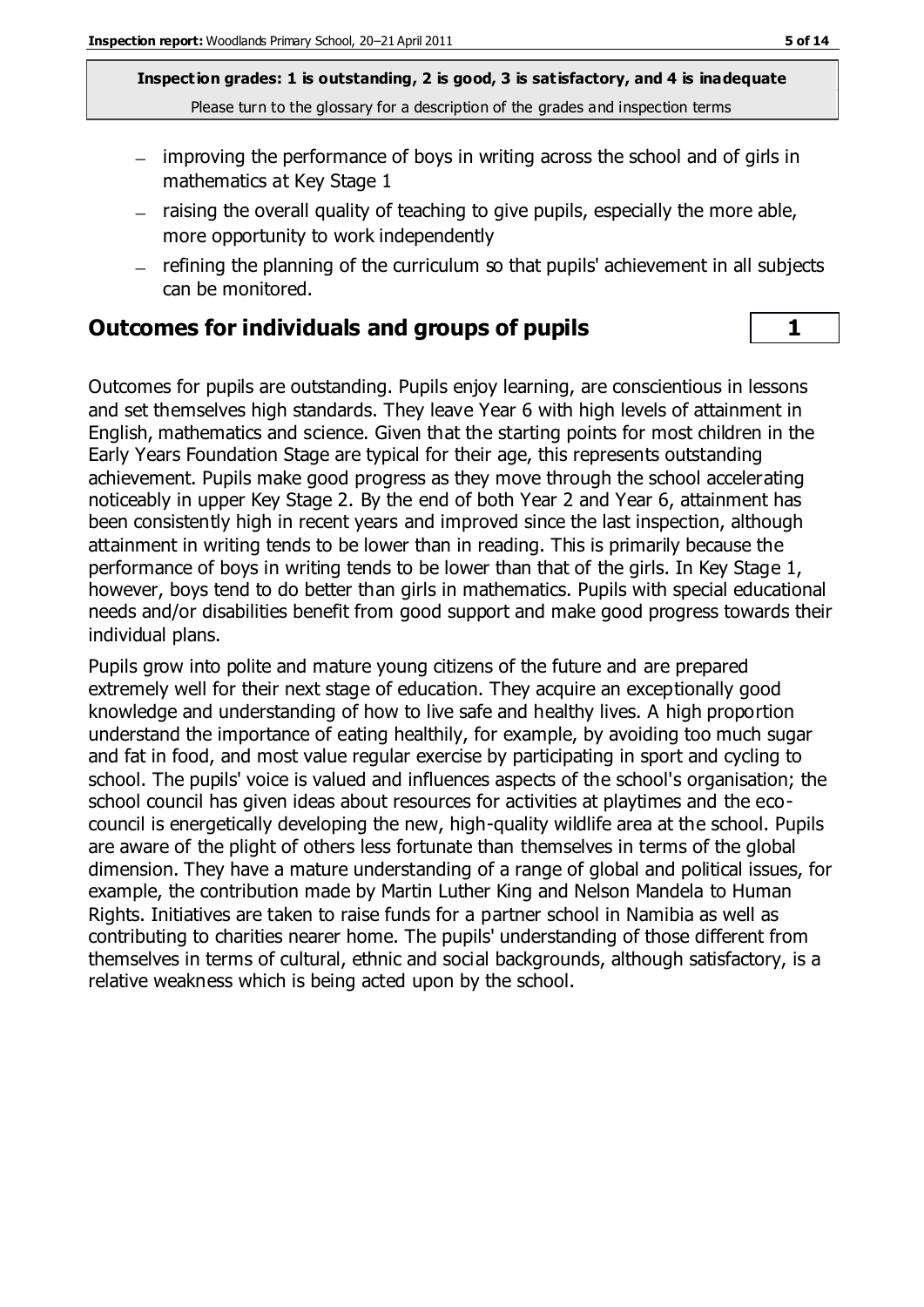- improving the performance of boys in writing across the school and of girls in mathematics at Key Stage 1
- raising the overall quality of teaching to give pupils, especially the more able, more opportunity to work independently
- refining the planning of the curriculum so that pupils' achievement in all subjects can be monitored.

## Outcomes for individuals and groups of pupils — 1

Outcomes for pupils are outstanding. Pupils enjoy learning, are conscientious in lessons and set themselves high standards. They leave Year 6 with high levels of attainment in English, mathematics and science. Given that the starting points for most children in the Early Years Foundation Stage are typical for their age, this represents outstanding achievement. Pupils make good progress as they move through the school accelerating noticeably in upper Key Stage 2. By the end of both Year 2 and Year 6, attainment has been consistently high in recent years and improved since the last inspection, although attainment in writing tends to be lower than in reading. This is primarily because the performance of boys in writing tends to be lower than that of the girls. In Key Stage 1, however, boys tend to do better than girls in mathematics. Pupils with special educational needs and/or disabilities benefit from good support and make good progress towards their individual plans.

Pupils grow into polite and mature young citizens of the future and are prepared extremely well for their next stage of education. They acquire an exceptionally good knowledge and understanding of how to live safe and healthy lives. A high proportion understand the importance of eating healthily, for example, by avoiding too much sugar and fat in food, and most value regular exercise by participating in sport and cycling to school. The pupils' voice is valued and influences aspects of the school's organisation; the school council has given ideas about resources for activities at playtimes and the eco-council is energetically developing the new, high-quality wildlife area at the school. Pupils are aware of the plight of others less fortunate than themselves in terms of the global dimension. They have a mature understanding of a range of global and political issues, for example, the contribution made by Martin Luther King and Nelson Mandela to Human Rights. Initiatives are taken to raise funds for a partner school in Namibia as well as contributing to charities nearer home. The pupils' understanding of those different from themselves in terms of cultural, ethnic and social backgrounds, although satisfactory, is a relative weakness which is being acted upon by the school.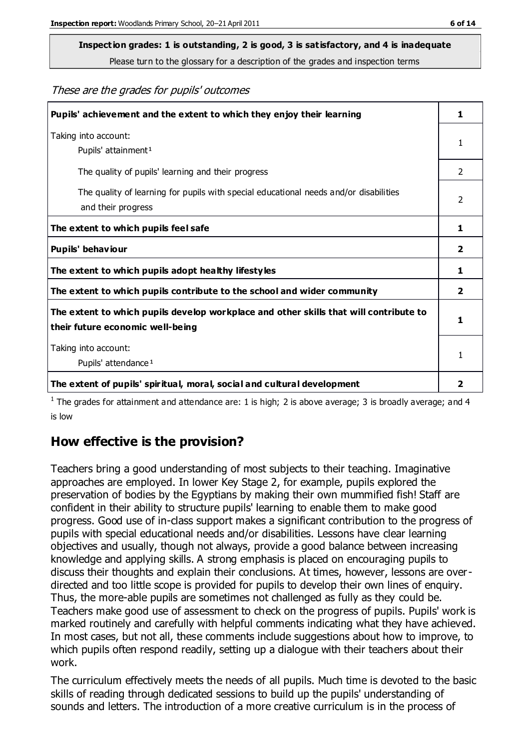**Inspection grades: 1 is outstanding, 2 is good, 3 is satisfactory, and 4 is inadequate**
Please turn to the glossary for a description of the grades and inspection terms

*These are the grades for pupils' outcomes*

| | |
|---|---|
| **Pupils' achievement and the extent to which they enjoy their learning** | **1** |
| Taking into account: Pupils' attainment[1] | 1 |
| The quality of pupils' learning and their progress | 2 |
| The quality of learning for pupils with special educational needs and/or disabilities and their progress | 2 |
| **The extent to which pupils feel safe** | **1** |
| **Pupils' behaviour** | **2** |
| **The extent to which pupils adopt healthy lifestyles** | **1** |
| **The extent to which pupils contribute to the school and wider community** | **2** |
| **The extent to which pupils develop workplace and other skills that will contribute to their future economic well-being** | **1** |
| Taking into account: Pupils' attendance[1] | 1 |
| **The extent of pupils' spiritual, moral, social and cultural development** | **2** |

[1] The grades for attainment and attendance are: 1 is high; 2 is above average; 3 is broadly average; and 4 is low

## How effective is the provision?

Teachers bring a good understanding of most subjects to their teaching. Imaginative approaches are employed. In lower Key Stage 2, for example, pupils explored the preservation of bodies by the Egyptians by making their own mummified fish! Staff are confident in their ability to structure pupils' learning to enable them to make good progress. Good use of in-class support makes a significant contribution to the progress of pupils with special educational needs and/or disabilities. Lessons have clear learning objectives and usually, though not always, provide a good balance between increasing knowledge and applying skills. A strong emphasis is placed on encouraging pupils to discuss their thoughts and explain their conclusions. At times, however, lessons are over-directed and too little scope is provided for pupils to develop their own lines of enquiry. Thus, the more-able pupils are sometimes not challenged as fully as they could be. Teachers make good use of assessment to check on the progress of pupils. Pupils' work is marked routinely and carefully with helpful comments indicating what they have achieved. In most cases, but not all, these comments include suggestions about how to improve, to which pupils often respond readily, setting up a dialogue with their teachers about their work.

The curriculum effectively meets the needs of all pupils. Much time is devoted to the basic skills of reading through dedicated sessions to build up the pupils' understanding of sounds and letters. The introduction of a more creative curriculum is in the process of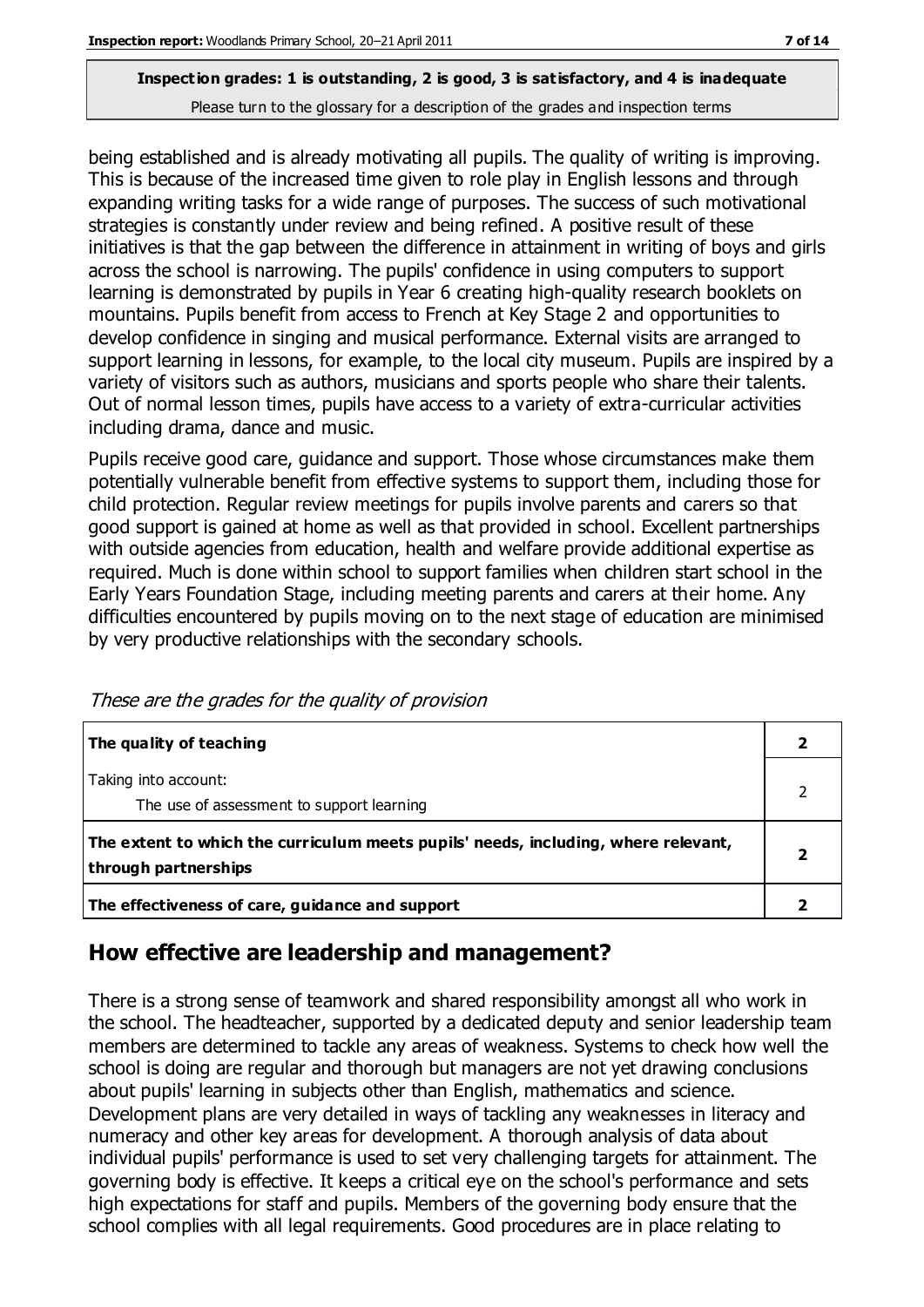**Inspection grades: 1 is outstanding, 2 is good, 3 is satisfactory, and 4 is inadequate**
Please turn to the glossary for a description of the grades and inspection terms

being established and is already motivating all pupils. The quality of writing is improving. This is because of the increased time given to role play in English lessons and through expanding writing tasks for a wide range of purposes. The success of such motivational strategies is constantly under review and being refined. A positive result of these initiatives is that the gap between the difference in attainment in writing of boys and girls across the school is narrowing. The pupils' confidence in using computers to support learning is demonstrated by pupils in Year 6 creating high-quality research booklets on mountains. Pupils benefit from access to French at Key Stage 2 and opportunities to develop confidence in singing and musical performance. External visits are arranged to support learning in lessons, for example, to the local city museum. Pupils are inspired by a variety of visitors such as authors, musicians and sports people who share their talents. Out of normal lesson times, pupils have access to a variety of extra-curricular activities including drama, dance and music.

Pupils receive good care, guidance and support. Those whose circumstances make them potentially vulnerable benefit from effective systems to support them, including those for child protection. Regular review meetings for pupils involve parents and carers so that good support is gained at home as well as that provided in school. Excellent partnerships with outside agencies from education, health and welfare provide additional expertise as required. Much is done within school to support families when children start school in the Early Years Foundation Stage, including meeting parents and carers at their home. Any difficulties encountered by pupils moving on to the next stage of education are minimised by very productive relationships with the secondary schools.

*These are the grades for the quality of provision*

| | |
|---|---|
| **The quality of teaching** | **2** |
| Taking into account: The use of assessment to support learning | 2 |
| **The extent to which the curriculum meets pupils' needs, including, where relevant, through partnerships** | **2** |
| **The effectiveness of care, guidance and support** | **2** |

## How effective are leadership and management?

There is a strong sense of teamwork and shared responsibility amongst all who work in the school. The headteacher, supported by a dedicated deputy and senior leadership team members are determined to tackle any areas of weakness. Systems to check how well the school is doing are regular and thorough but managers are not yet drawing conclusions about pupils' learning in subjects other than English, mathematics and science. Development plans are very detailed in ways of tackling any weaknesses in literacy and numeracy and other key areas for development. A thorough analysis of data about individual pupils' performance is used to set very challenging targets for attainment. The governing body is effective. It keeps a critical eye on the school's performance and sets high expectations for staff and pupils. Members of the governing body ensure that the school complies with all legal requirements. Good procedures are in place relating to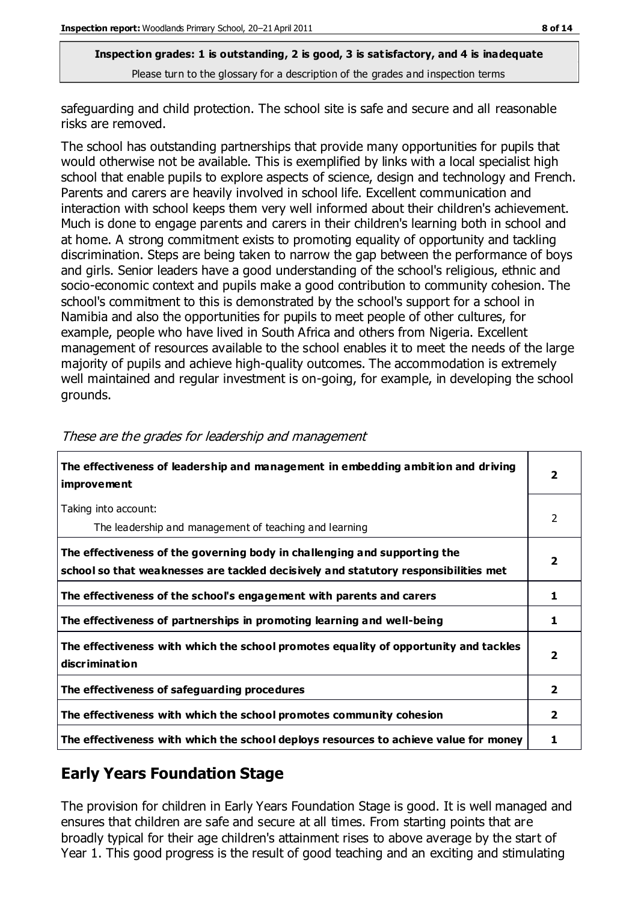**Inspection grades: 1 is outstanding, 2 is good, 3 is satisfactory, and 4 is inadequate**
Please turn to the glossary for a description of the grades and inspection terms

safeguarding and child protection. The school site is safe and secure and all reasonable risks are removed.

The school has outstanding partnerships that provide many opportunities for pupils that would otherwise not be available. This is exemplified by links with a local specialist high school that enable pupils to explore aspects of science, design and technology and French. Parents and carers are heavily involved in school life. Excellent communication and interaction with school keeps them very well informed about their children's achievement. Much is done to engage parents and carers in their children's learning both in school and at home. A strong commitment exists to promoting equality of opportunity and tackling discrimination. Steps are being taken to narrow the gap between the performance of boys and girls. Senior leaders have a good understanding of the school's religious, ethnic and socio-economic context and pupils make a good contribution to community cohesion. The school's commitment to this is demonstrated by the school's support for a school in Namibia and also the opportunities for pupils to meet people of other cultures, for example, people who have lived in South Africa and others from Nigeria. Excellent management of resources available to the school enables it to meet the needs of the large majority of pupils and achieve high-quality outcomes. The accommodation is extremely well maintained and regular investment is on-going, for example, in developing the school grounds.

*These are the grades for leadership and management*

| | |
|---|---|
| **The effectiveness of leadership and management in embedding ambition and driving improvement** | **2** |
| Taking into account:<br>The leadership and management of teaching and learning | 2 |
| **The effectiveness of the governing body in challenging and supporting the school so that weaknesses are tackled decisively and statutory responsibilities met** | **2** |
| **The effectiveness of the school's engagement with parents and carers** | **1** |
| **The effectiveness of partnerships in promoting learning and well-being** | **1** |
| **The effectiveness with which the school promotes equality of opportunity and tackles discrimination** | **2** |
| **The effectiveness of safeguarding procedures** | **2** |
| **The effectiveness with which the school promotes community cohesion** | **2** |
| **The effectiveness with which the school deploys resources to achieve value for money** | **1** |

## Early Years Foundation Stage

The provision for children in Early Years Foundation Stage is good. It is well managed and ensures that children are safe and secure at all times. From starting points that are broadly typical for their age children's attainment rises to above average by the start of Year 1. This good progress is the result of good teaching and an exciting and stimulating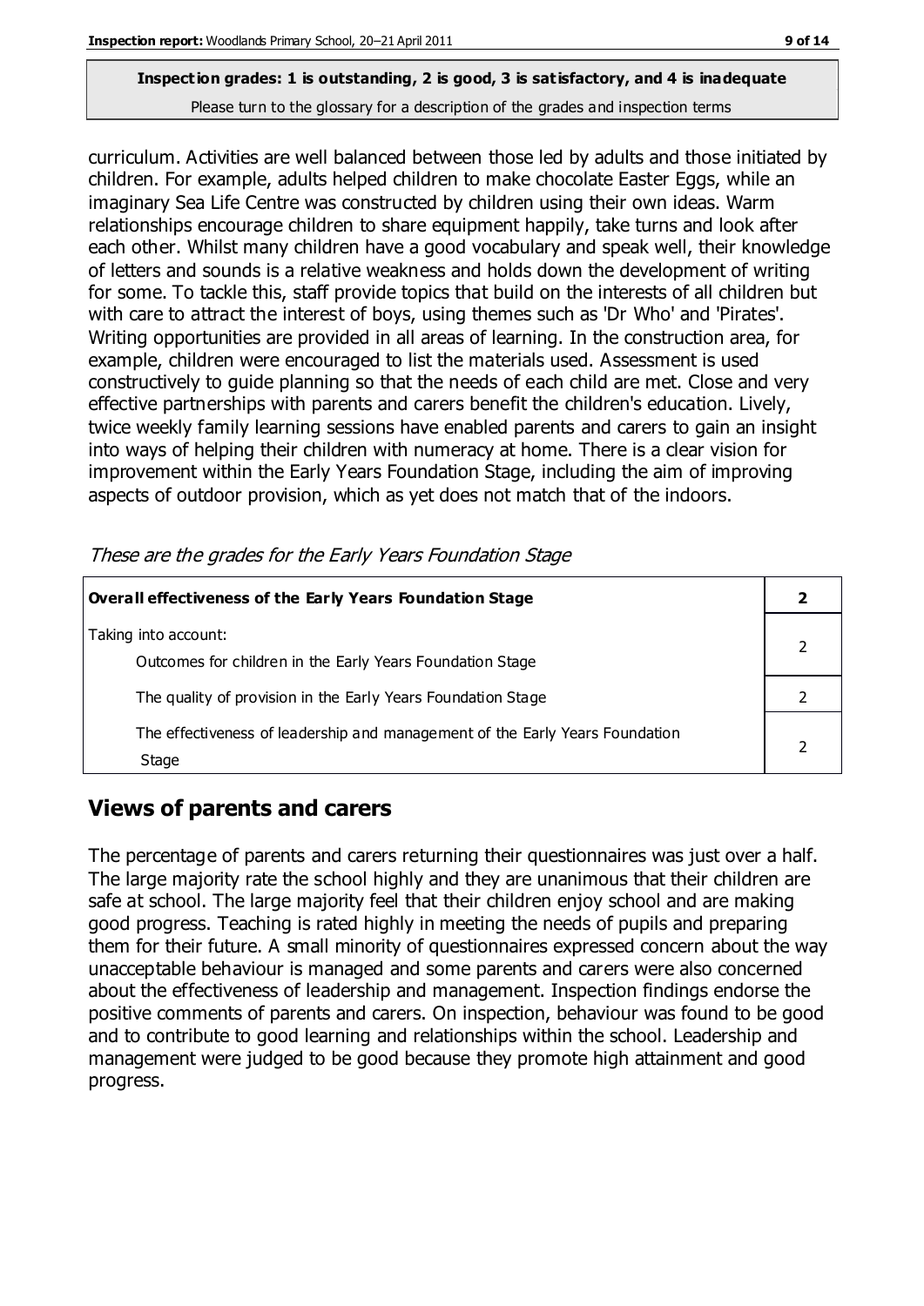**Inspection grades: 1 is outstanding, 2 is good, 3 is satisfactory, and 4 is inadequate**
Please turn to the glossary for a description of the grades and inspection terms

curriculum. Activities are well balanced between those led by adults and those initiated by children. For example, adults helped children to make chocolate Easter Eggs, while an imaginary Sea Life Centre was constructed by children using their own ideas. Warm relationships encourage children to share equipment happily, take turns and look after each other. Whilst many children have a good vocabulary and speak well, their knowledge of letters and sounds is a relative weakness and holds down the development of writing for some. To tackle this, staff provide topics that build on the interests of all children but with care to attract the interest of boys, using themes such as 'Dr Who' and 'Pirates'. Writing opportunities are provided in all areas of learning. In the construction area, for example, children were encouraged to list the materials used. Assessment is used constructively to guide planning so that the needs of each child are met. Close and very effective partnerships with parents and carers benefit the children's education. Lively, twice weekly family learning sessions have enabled parents and carers to gain an insight into ways of helping their children with numeracy at home. There is a clear vision for improvement within the Early Years Foundation Stage, including the aim of improving aspects of outdoor provision, which as yet does not match that of the indoors.

*These are the grades for the Early Years Foundation Stage*

| **Overall effectiveness of the Early Years Foundation Stage** | **2** |
|---|---|
| Taking into account: Outcomes for children in the Early Years Foundation Stage | 2 |
| The quality of provision in the Early Years Foundation Stage | 2 |
| The effectiveness of leadership and management of the Early Years Foundation Stage | 2 |

## Views of parents and carers

The percentage of parents and carers returning their questionnaires was just over a half. The large majority rate the school highly and they are unanimous that their children are safe at school. The large majority feel that their children enjoy school and are making good progress. Teaching is rated highly in meeting the needs of pupils and preparing them for their future. A small minority of questionnaires expressed concern about the way unacceptable behaviour is managed and some parents and carers were also concerned about the effectiveness of leadership and management. Inspection findings endorse the positive comments of parents and carers. On inspection, behaviour was found to be good and to contribute to good learning and relationships within the school. Leadership and management were judged to be good because they promote high attainment and good progress.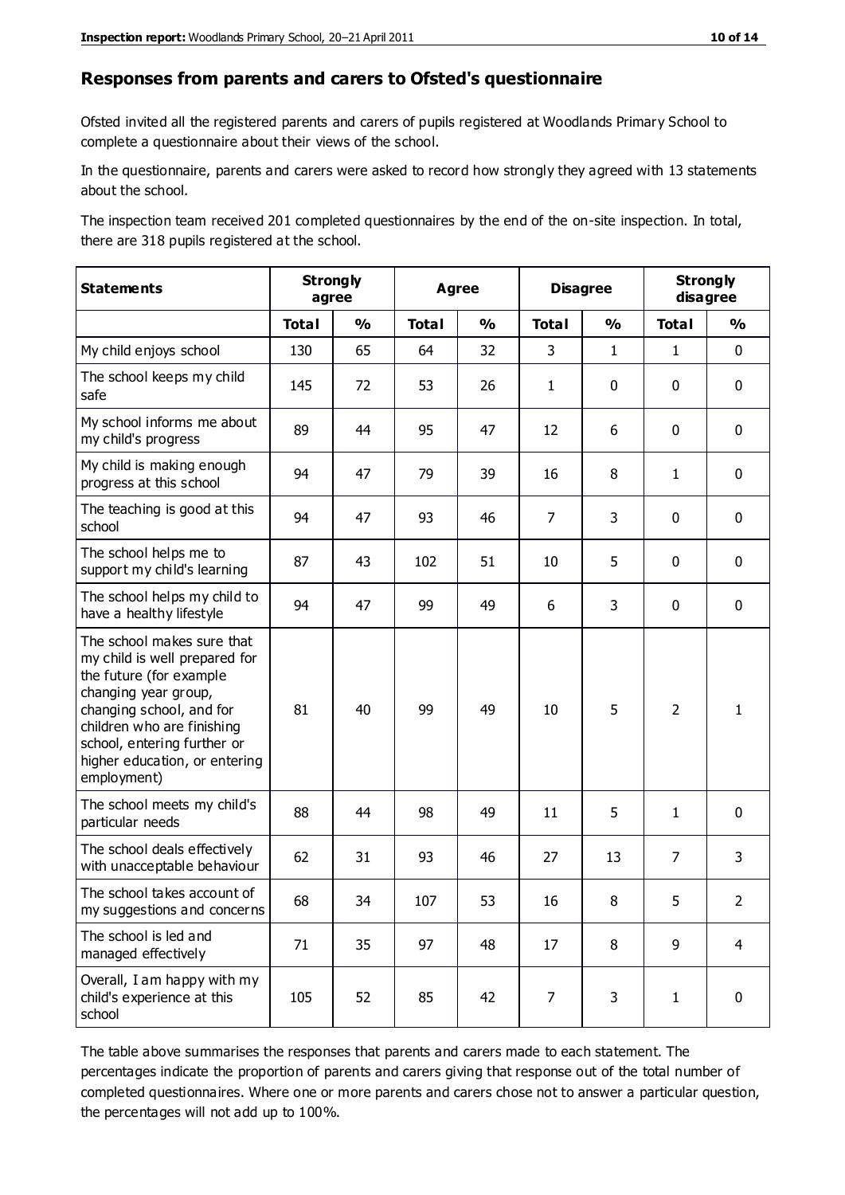## Responses from parents and carers to Ofsted's questionnaire

Ofsted invited all the registered parents and carers of pupils registered at Woodlands Primary School to complete a questionnaire about their views of the school.

In the questionnaire, parents and carers were asked to record how strongly they agreed with 13 statements about the school.

The inspection team received 201 completed questionnaires by the end of the on-site inspection. In total, there are 318 pupils registered at the school.

| Statements | Strongly agree | | Agree | | Disagree | | Strongly disagree | |
|---|---|---|---|---|---|---|---|---|
| | Total | % | Total | % | Total | % | Total | % |
| My child enjoys school | 130 | 65 | 64 | 32 | 3 | 1 | 1 | 0 |
| The school keeps my child safe | 145 | 72 | 53 | 26 | 1 | 0 | 0 | 0 |
| My school informs me about my child's progress | 89 | 44 | 95 | 47 | 12 | 6 | 0 | 0 |
| My child is making enough progress at this school | 94 | 47 | 79 | 39 | 16 | 8 | 1 | 0 |
| The teaching is good at this school | 94 | 47 | 93 | 46 | 7 | 3 | 0 | 0 |
| The school helps me to support my child's learning | 87 | 43 | 102 | 51 | 10 | 5 | 0 | 0 |
| The school helps my child to have a healthy lifestyle | 94 | 47 | 99 | 49 | 6 | 3 | 0 | 0 |
| The school makes sure that my child is well prepared for the future (for example changing year group, changing school, and for children who are finishing school, entering further or higher education, or entering employment) | 81 | 40 | 99 | 49 | 10 | 5 | 2 | 1 |
| The school meets my child's particular needs | 88 | 44 | 98 | 49 | 11 | 5 | 1 | 0 |
| The school deals effectively with unacceptable behaviour | 62 | 31 | 93 | 46 | 27 | 13 | 7 | 3 |
| The school takes account of my suggestions and concerns | 68 | 34 | 107 | 53 | 16 | 8 | 5 | 2 |
| The school is led and managed effectively | 71 | 35 | 97 | 48 | 17 | 8 | 9 | 4 |
| Overall, I am happy with my child's experience at this school | 105 | 52 | 85 | 42 | 7 | 3 | 1 | 0 |

The table above summarises the responses that parents and carers made to each statement. The percentages indicate the proportion of parents and carers giving that response out of the total number of completed questionnaires. Where one or more parents and carers chose not to answer a particular question, the percentages will not add up to 100%.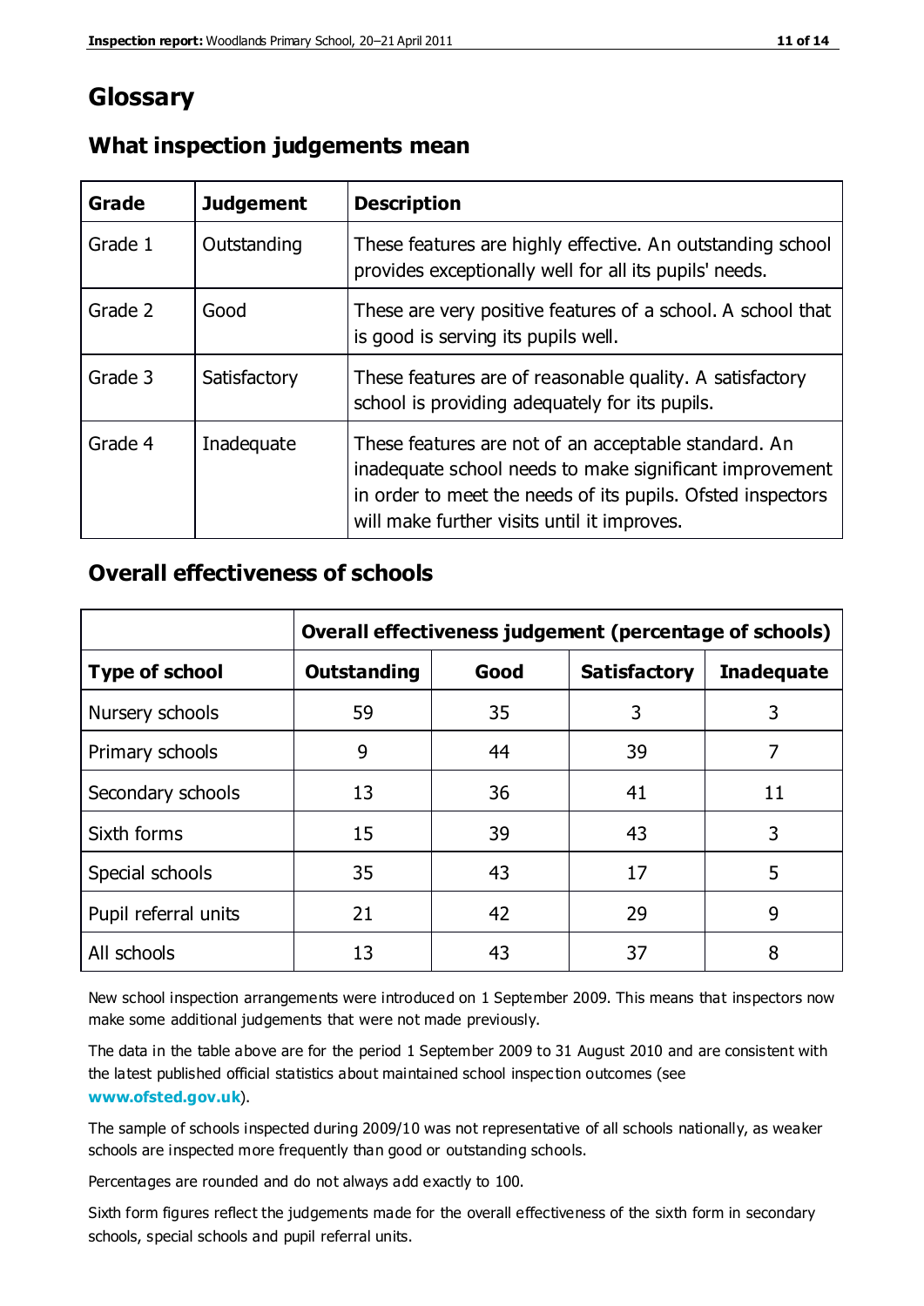# Glossary

## What inspection judgements mean

| Grade | Judgement | Description |
|---|---|---|
| Grade 1 | Outstanding | These features are highly effective. An outstanding school provides exceptionally well for all its pupils' needs. |
| Grade 2 | Good | These are very positive features of a school. A school that is good is serving its pupils well. |
| Grade 3 | Satisfactory | These features are of reasonable quality. A satisfactory school is providing adequately for its pupils. |
| Grade 4 | Inadequate | These features are not of an acceptable standard. An inadequate school needs to make significant improvement in order to meet the needs of its pupils. Ofsted inspectors will make further visits until it improves. |

## Overall effectiveness of schools

| | Overall effectiveness judgement (percentage of schools) | | | |
|---|---|---|---|---|
| **Type of school** | **Outstanding** | **Good** | **Satisfactory** | **Inadequate** |
| Nursery schools | 59 | 35 | 3 | 3 |
| Primary schools | 9 | 44 | 39 | 7 |
| Secondary schools | 13 | 36 | 41 | 11 |
| Sixth forms | 15 | 39 | 43 | 3 |
| Special schools | 35 | 43 | 17 | 5 |
| Pupil referral units | 21 | 42 | 29 | 9 |
| All schools | 13 | 43 | 37 | 8 |

New school inspection arrangements were introduced on 1 September 2009. This means that inspectors now make some additional judgements that were not made previously.

The data in the table above are for the period 1 September 2009 to 31 August 2010 and are consistent with the latest published official statistics about maintained school inspection outcomes (see **www.ofsted.gov.uk**).

The sample of schools inspected during 2009/10 was not representative of all schools nationally, as weaker schools are inspected more frequently than good or outstanding schools.

Percentages are rounded and do not always add exactly to 100.

Sixth form figures reflect the judgements made for the overall effectiveness of the sixth form in secondary schools, special schools and pupil referral units.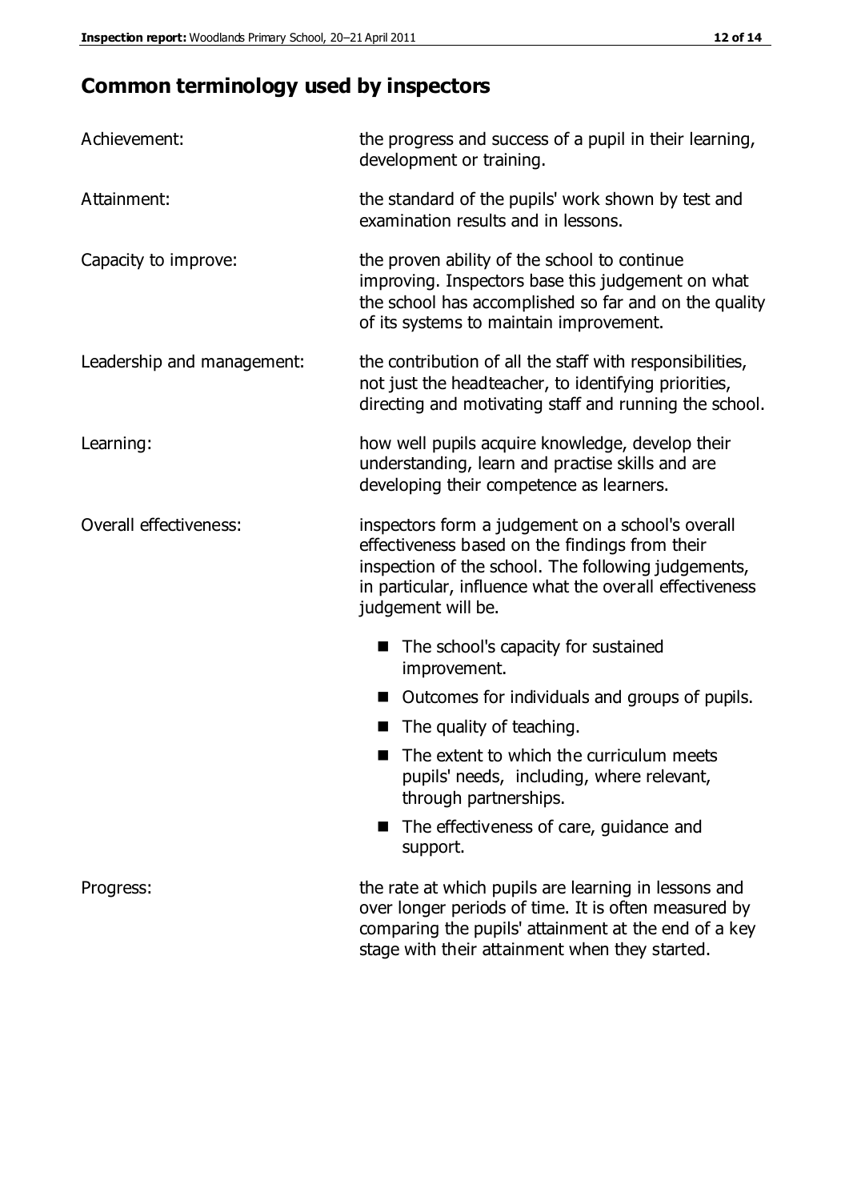# Common terminology used by inspectors

| | |
|---|---|
| Achievement: | the progress and success of a pupil in their learning, development or training. |
| Attainment: | the standard of the pupils' work shown by test and examination results and in lessons. |
| Capacity to improve: | the proven ability of the school to continue improving. Inspectors base this judgement on what the school has accomplished so far and on the quality of its systems to maintain improvement. |
| Leadership and management: | the contribution of all the staff with responsibilities, not just the headteacher, to identifying priorities, directing and motivating staff and running the school. |
| Learning: | how well pupils acquire knowledge, develop their understanding, learn and practise skills and are developing their competence as learners. |
| Overall effectiveness: | inspectors form a judgement on a school's overall effectiveness based on the findings from their inspection of the school. The following judgements, in particular, influence what the overall effectiveness judgement will be. |

- The school's capacity for sustained improvement.
- Outcomes for individuals and groups of pupils.
- The quality of teaching.
- The extent to which the curriculum meets pupils' needs, including, where relevant, through partnerships.
- The effectiveness of care, guidance and support.

| | |
|---|---|
| Progress: | the rate at which pupils are learning in lessons and over longer periods of time. It is often measured by comparing the pupils' attainment at the end of a key stage with their attainment when they started. |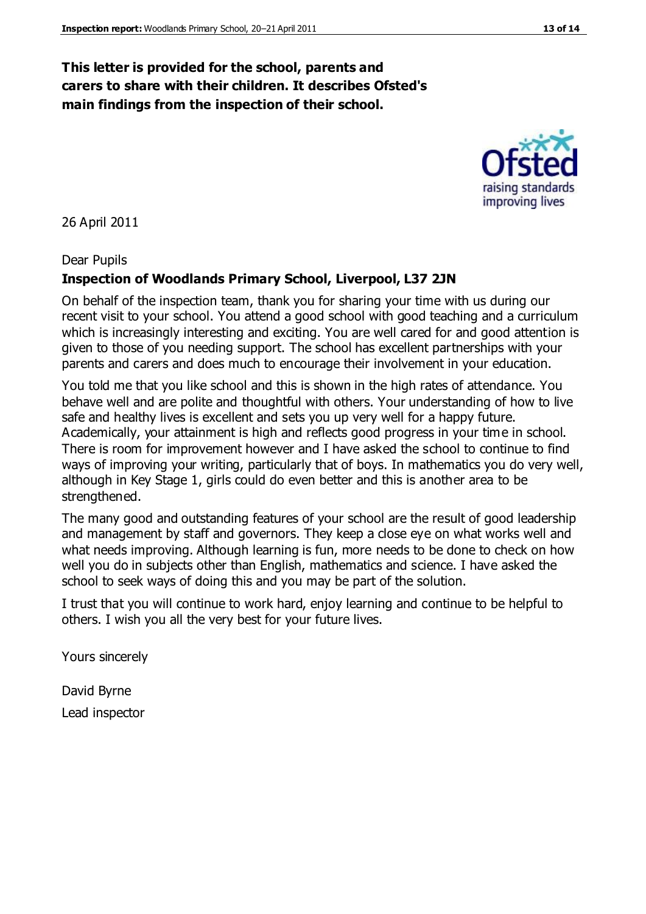**This letter is provided for the school, parents and carers to share with their children. It describes Ofsted's main findings from the inspection of their school.**

26 April 2011

Dear Pupils

**Inspection of Woodlands Primary School, Liverpool, L37 2JN**

On behalf of the inspection team, thank you for sharing your time with us during our recent visit to your school. You attend a good school with good teaching and a curriculum which is increasingly interesting and exciting. You are well cared for and good attention is given to those of you needing support. The school has excellent partnerships with your parents and carers and does much to encourage their involvement in your education.

You told me that you like school and this is shown in the high rates of attendance. You behave well and are polite and thoughtful with others. Your understanding of how to live safe and healthy lives is excellent and sets you up very well for a happy future. Academically, your attainment is high and reflects good progress in your time in school. There is room for improvement however and I have asked the school to continue to find ways of improving your writing, particularly that of boys. In mathematics you do very well, although in Key Stage 1, girls could do even better and this is another area to be strengthened.

The many good and outstanding features of your school are the result of good leadership and management by staff and governors. They keep a close eye on what works well and what needs improving. Although learning is fun, more needs to be done to check on how well you do in subjects other than English, mathematics and science. I have asked the school to seek ways of doing this and you may be part of the solution.

I trust that you will continue to work hard, enjoy learning and continue to be helpful to others. I wish you all the very best for your future lives.

Yours sincerely

David Byrne

Lead inspector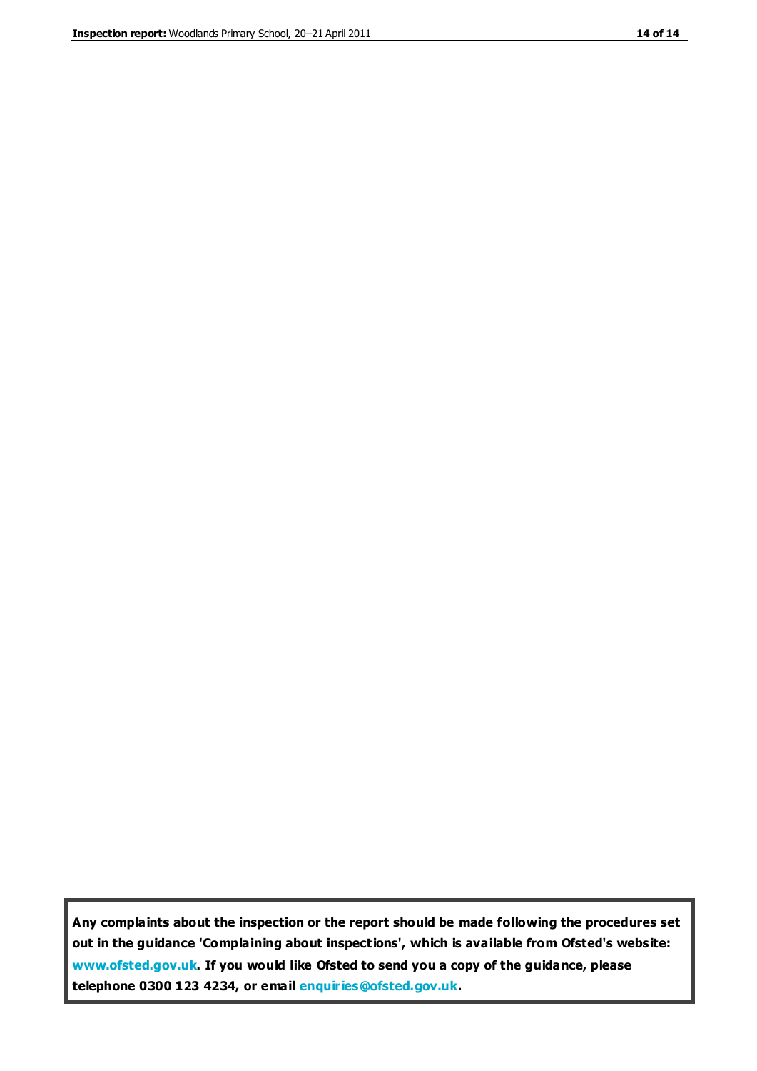**Any complaints about the inspection or the report should be made following the procedures set out in the guidance 'Complaining about inspections', which is available from Ofsted's website: www.ofsted.gov.uk. If you would like Ofsted to send you a copy of the guidance, please telephone 0300 123 4234, or email enquiries@ofsted.gov.uk.**